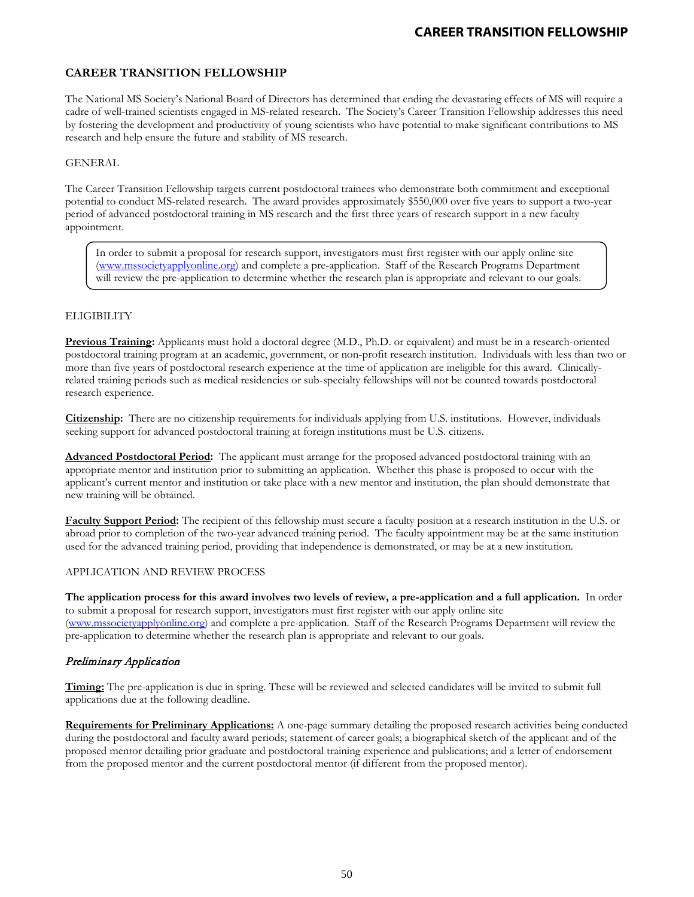# CAREER TRANSITION FELLOWSHIP

The National MS Society's National Board of Directors has determined that ending the devastating effects of MS will require a cadre of well-trained scientists engaged in MS-related research. The Society's Career Transition Fellowship addresses this need by fostering the development and productivity of young scientists who have potential to make significant contributions to MS research and help ensure the future and stability of MS research.

## GENERAL

The Career Transition Fellowship targets current postdoctoral trainees who demonstrate both commitment and exceptional potential to conduct MS-related research. The award provides approximately $550,000 over five years to support a two-year period of advanced postdoctoral training in MS research and the first three years of research support in a new faculty appointment.

> In order to submit a proposal for research support, investigators must first register with our apply online site (www.mssocietyapplyonline.org) and complete a pre-application. Staff of the Research Programs Department will review the pre-application to determine whether the research plan is appropriate and relevant to our goals.

## ELIGIBILITY

**Previous Training:** Applicants must hold a doctoral degree (M.D., Ph.D. or equivalent) and must be in a research-oriented postdoctoral training program at an academic, government, or non-profit research institution. Individuals with less than two or more than five years of postdoctoral research experience at the time of application are ineligible for this award. Clinically-related training periods such as medical residencies or sub-specialty fellowships will not be counted towards postdoctoral research experience.

**Citizenship:** There are no citizenship requirements for individuals applying from U.S. institutions. However, individuals seeking support for advanced postdoctoral training at foreign institutions must be U.S. citizens.

**Advanced Postdoctoral Period:** The applicant must arrange for the proposed advanced postdoctoral training with an appropriate mentor and institution prior to submitting an application. Whether this phase is proposed to occur with the applicant's current mentor and institution or take place with a new mentor and institution, the plan should demonstrate that new training will be obtained.

**Faculty Support Period:** The recipient of this fellowship must secure a faculty position at a research institution in the U.S. or abroad prior to completion of the two-year advanced training period. The faculty appointment may be at the same institution used for the advanced training period, providing that independence is demonstrated, or may be at a new institution.

## APPLICATION AND REVIEW PROCESS

**The application process for this award involves two levels of review, a pre-application and a full application.** In order to submit a proposal for research support, investigators must first register with our apply online site (www.mssocietyapplyonline.org) and complete a pre-application. Staff of the Research Programs Department will review the pre-application to determine whether the research plan is appropriate and relevant to our goals.

### *Preliminary Application*

**Timing:** The pre-application is due in spring. These will be reviewed and selected candidates will be invited to submit full applications due at the following deadline.

**Requirements for Preliminary Applications:** A one-page summary detailing the proposed research activities being conducted during the postdoctoral and faculty award periods; statement of career goals; a biographical sketch of the applicant and of the proposed mentor detailing prior graduate and postdoctoral training experience and publications; and a letter of endorsement from the proposed mentor and the current postdoctoral mentor (if different from the proposed mentor).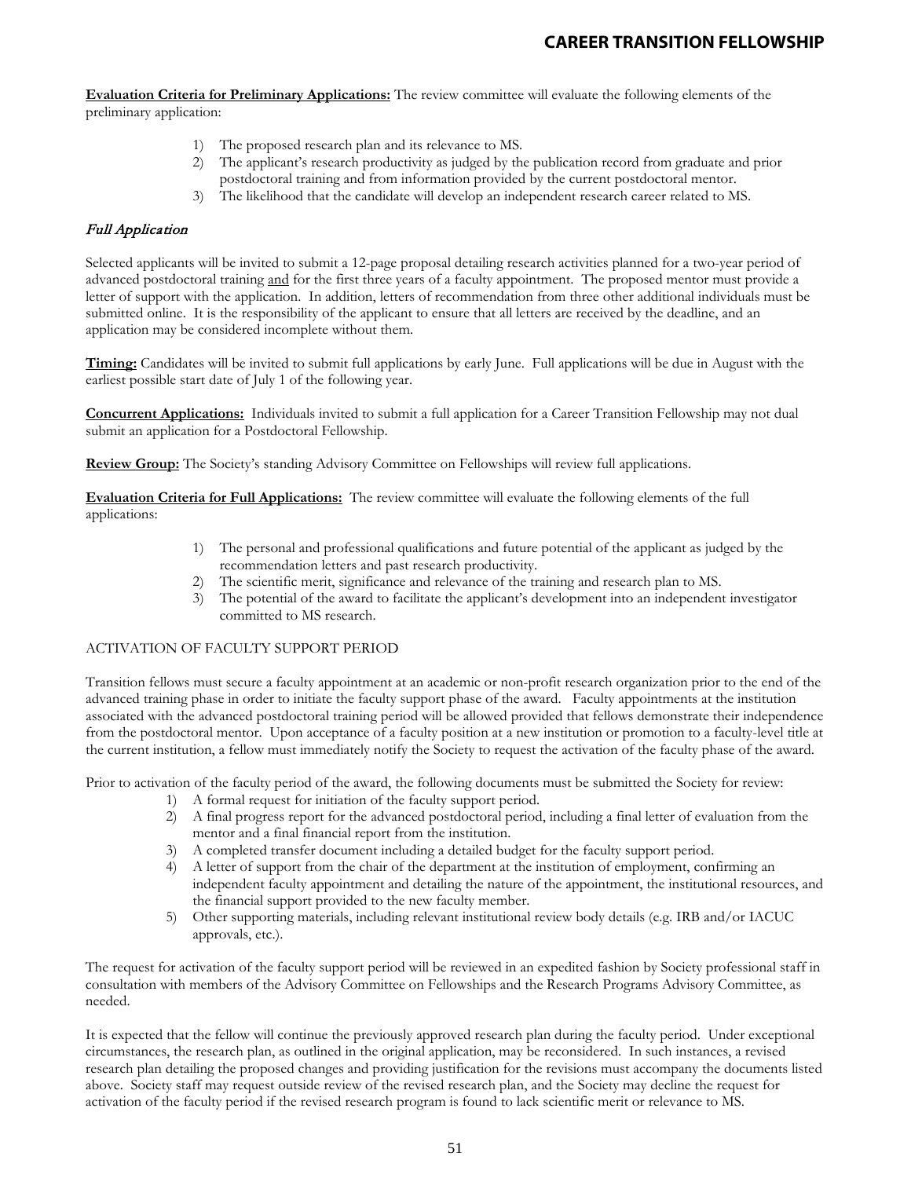**Evaluation Criteria for Preliminary Applications:** The review committee will evaluate the following elements of the preliminary application:

1) The proposed research plan and its relevance to MS.
2) The applicant's research productivity as judged by the publication record from graduate and prior postdoctoral training and from information provided by the current postdoctoral mentor.
3) The likelihood that the candidate will develop an independent research career related to MS.

### *Full Application*

Selected applicants will be invited to submit a 12-page proposal detailing research activities planned for a two-year period of advanced postdoctoral training and for the first three years of a faculty appointment. The proposed mentor must provide a letter of support with the application. In addition, letters of recommendation from three other additional individuals must be submitted online. It is the responsibility of the applicant to ensure that all letters are received by the deadline, and an application may be considered incomplete without them.

**Timing:** Candidates will be invited to submit full applications by early June. Full applications will be due in August with the earliest possible start date of July 1 of the following year.

**Concurrent Applications:** Individuals invited to submit a full application for a Career Transition Fellowship may not dual submit an application for a Postdoctoral Fellowship.

**Review Group:** The Society's standing Advisory Committee on Fellowships will review full applications.

**Evaluation Criteria for Full Applications:** The review committee will evaluate the following elements of the full applications:

1) The personal and professional qualifications and future potential of the applicant as judged by the recommendation letters and past research productivity.
2) The scientific merit, significance and relevance of the training and research plan to MS.
3) The potential of the award to facilitate the applicant's development into an independent investigator committed to MS research.

## ACTIVATION OF FACULTY SUPPORT PERIOD

Transition fellows must secure a faculty appointment at an academic or non-profit research organization prior to the end of the advanced training phase in order to initiate the faculty support phase of the award. Faculty appointments at the institution associated with the advanced postdoctoral training period will be allowed provided that fellows demonstrate their independence from the postdoctoral mentor. Upon acceptance of a faculty position at a new institution or promotion to a faculty-level title at the current institution, a fellow must immediately notify the Society to request the activation of the faculty phase of the award.

Prior to activation of the faculty period of the award, the following documents must be submitted the Society for review:

1) A formal request for initiation of the faculty support period.
2) A final progress report for the advanced postdoctoral period, including a final letter of evaluation from the mentor and a final financial report from the institution.
3) A completed transfer document including a detailed budget for the faculty support period.
4) A letter of support from the chair of the department at the institution of employment, confirming an independent faculty appointment and detailing the nature of the appointment, the institutional resources, and the financial support provided to the new faculty member.
5) Other supporting materials, including relevant institutional review body details (e.g. IRB and/or IACUC approvals, etc.).

The request for activation of the faculty support period will be reviewed in an expedited fashion by Society professional staff in consultation with members of the Advisory Committee on Fellowships and the Research Programs Advisory Committee, as needed.

It is expected that the fellow will continue the previously approved research plan during the faculty period. Under exceptional circumstances, the research plan, as outlined in the original application, may be reconsidered. In such instances, a revised research plan detailing the proposed changes and providing justification for the revisions must accompany the documents listed above. Society staff may request outside review of the revised research plan, and the Society may decline the request for activation of the faculty period if the revised research program is found to lack scientific merit or relevance to MS.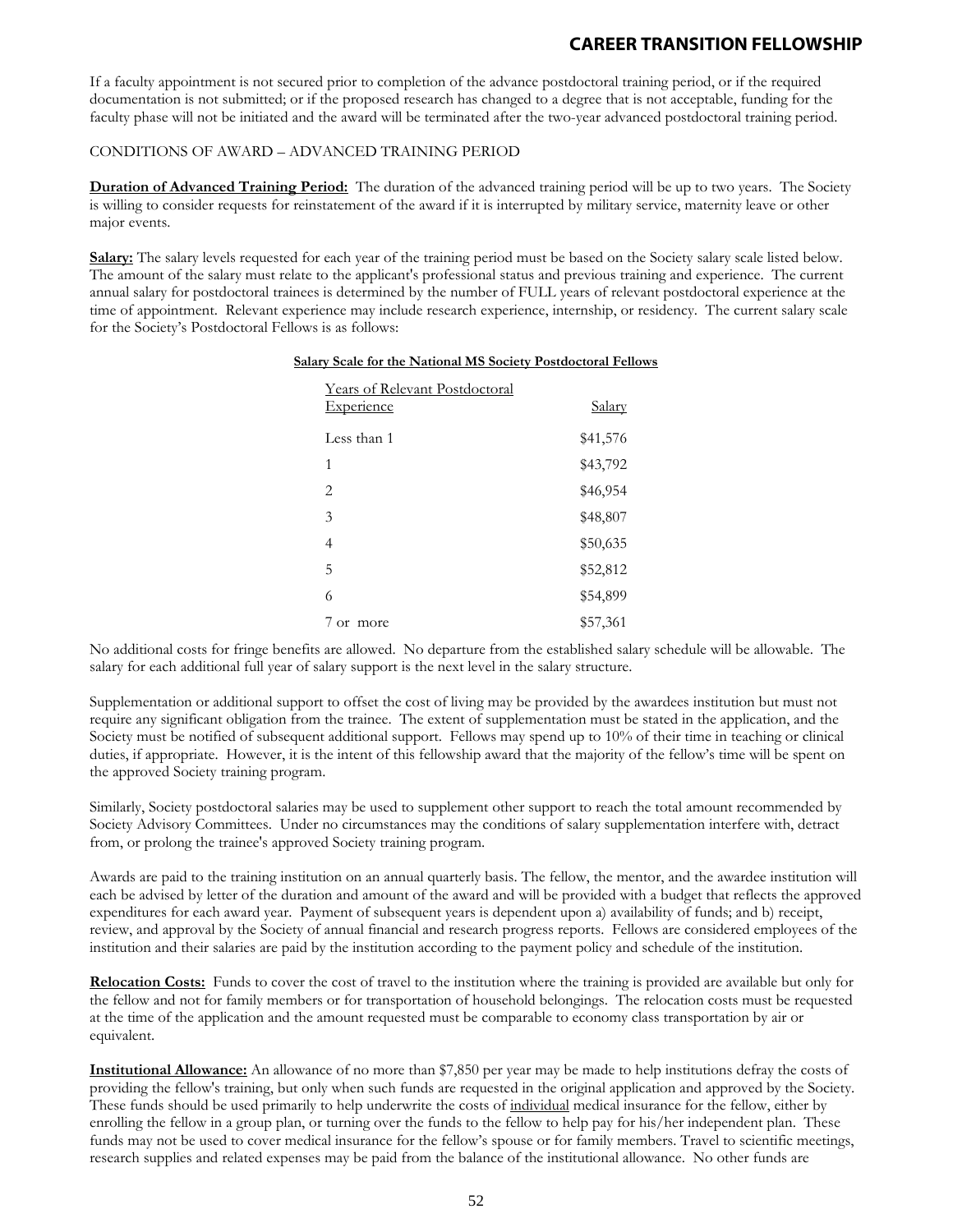If a faculty appointment is not secured prior to completion of the advance postdoctoral training period, or if the required documentation is not submitted; or if the proposed research has changed to a degree that is not acceptable, funding for the faculty phase will not be initiated and the award will be terminated after the two-year advanced postdoctoral training period.

CONDITIONS OF AWARD – ADVANCED TRAINING PERIOD

**Duration of Advanced Training Period:** The duration of the advanced training period will be up to two years. The Society is willing to consider requests for reinstatement of the award if it is interrupted by military service, maternity leave or other major events.

**Salary:** The salary levels requested for each year of the training period must be based on the Society salary scale listed below. The amount of the salary must relate to the applicant's professional status and previous training and experience. The current annual salary for postdoctoral trainees is determined by the number of FULL years of relevant postdoctoral experience at the time of appointment. Relevant experience may include research experience, internship, or residency. The current salary scale for the Society's Postdoctoral Fellows is as follows:

**Salary Scale for the National MS Society Postdoctoral Fellows**

| Years of Relevant Postdoctoral Experience | Salary |
|---|---|
| Less than 1 | $41,576 |
| 1 | $43,792 |
| 2 | $46,954 |
| 3 | $48,807 |
| 4 | $50,635 |
| 5 | $52,812 |
| 6 | $54,899 |
| 7 or more | $57,361 |

No additional costs for fringe benefits are allowed. No departure from the established salary schedule will be allowable. The salary for each additional full year of salary support is the next level in the salary structure.

Supplementation or additional support to offset the cost of living may be provided by the awardees institution but must not require any significant obligation from the trainee. The extent of supplementation must be stated in the application, and the Society must be notified of subsequent additional support. Fellows may spend up to 10% of their time in teaching or clinical duties, if appropriate. However, it is the intent of this fellowship award that the majority of the fellow's time will be spent on the approved Society training program.

Similarly, Society postdoctoral salaries may be used to supplement other support to reach the total amount recommended by Society Advisory Committees. Under no circumstances may the conditions of salary supplementation interfere with, detract from, or prolong the trainee's approved Society training program.

Awards are paid to the training institution on an annual quarterly basis. The fellow, the mentor, and the awardee institution will each be advised by letter of the duration and amount of the award and will be provided with a budget that reflects the approved expenditures for each award year. Payment of subsequent years is dependent upon a) availability of funds; and b) receipt, review, and approval by the Society of annual financial and research progress reports. Fellows are considered employees of the institution and their salaries are paid by the institution according to the payment policy and schedule of the institution.

**Relocation Costs:** Funds to cover the cost of travel to the institution where the training is provided are available but only for the fellow and not for family members or for transportation of household belongings. The relocation costs must be requested at the time of the application and the amount requested must be comparable to economy class transportation by air or equivalent.

**Institutional Allowance:** An allowance of no more than $7,850 per year may be made to help institutions defray the costs of providing the fellow's training, but only when such funds are requested in the original application and approved by the Society. These funds should be used primarily to help underwrite the costs of individual medical insurance for the fellow, either by enrolling the fellow in a group plan, or turning over the funds to the fellow to help pay for his/her independent plan. These funds may not be used to cover medical insurance for the fellow's spouse or for family members. Travel to scientific meetings, research supplies and related expenses may be paid from the balance of the institutional allowance. No other funds are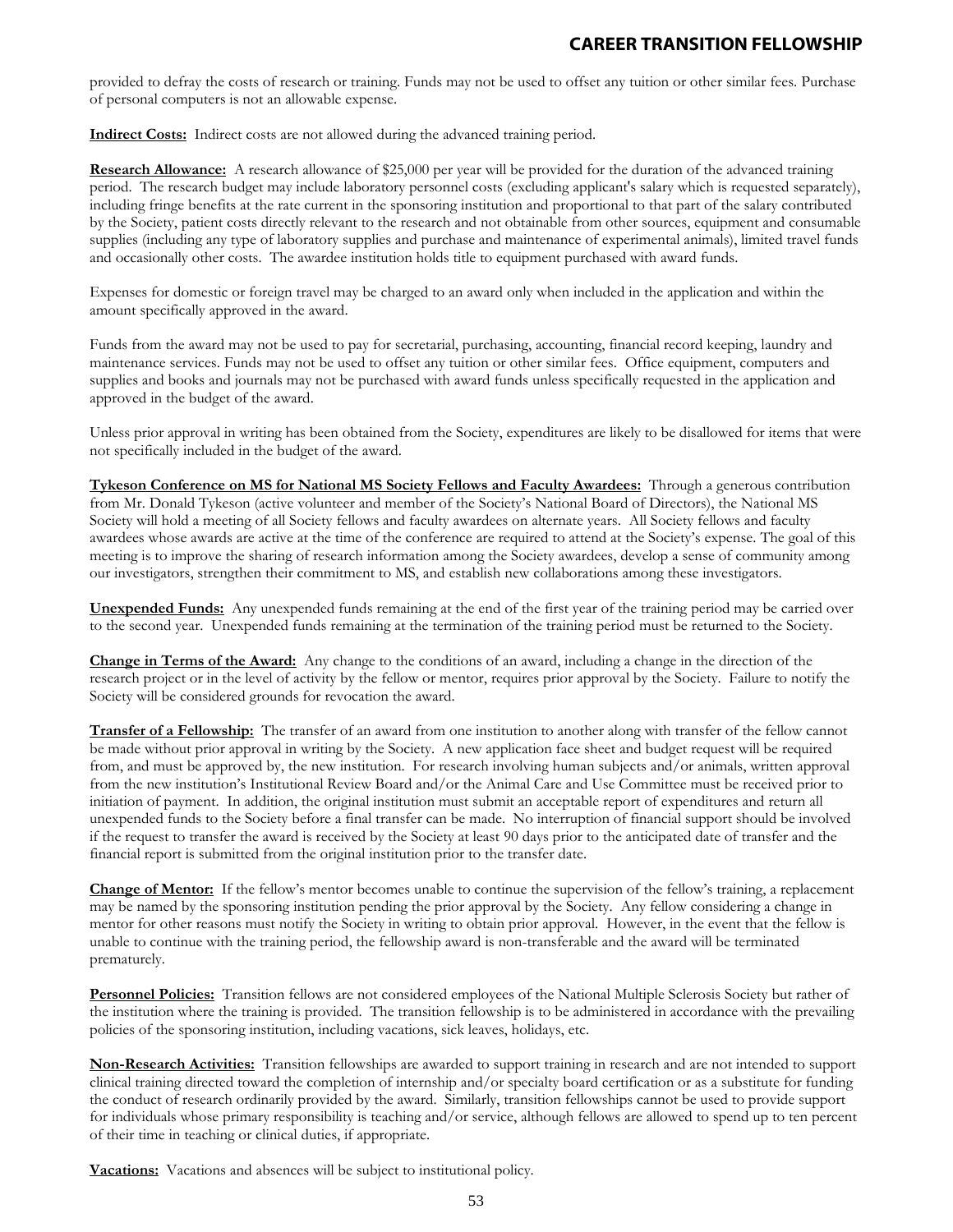provided to defray the costs of research or training. Funds may not be used to offset any tuition or other similar fees. Purchase of personal computers is not an allowable expense.

**Indirect Costs:** Indirect costs are not allowed during the advanced training period.

**Research Allowance:** A research allowance of $25,000 per year will be provided for the duration of the advanced training period. The research budget may include laboratory personnel costs (excluding applicant's salary which is requested separately), including fringe benefits at the rate current in the sponsoring institution and proportional to that part of the salary contributed by the Society, patient costs directly relevant to the research and not obtainable from other sources, equipment and consumable supplies (including any type of laboratory supplies and purchase and maintenance of experimental animals), limited travel funds and occasionally other costs. The awardee institution holds title to equipment purchased with award funds.

Expenses for domestic or foreign travel may be charged to an award only when included in the application and within the amount specifically approved in the award.

Funds from the award may not be used to pay for secretarial, purchasing, accounting, financial record keeping, laundry and maintenance services. Funds may not be used to offset any tuition or other similar fees. Office equipment, computers and supplies and books and journals may not be purchased with award funds unless specifically requested in the application and approved in the budget of the award.

Unless prior approval in writing has been obtained from the Society, expenditures are likely to be disallowed for items that were not specifically included in the budget of the award.

**Tykeson Conference on MS for National MS Society Fellows and Faculty Awardees:** Through a generous contribution from Mr. Donald Tykeson (active volunteer and member of the Society's National Board of Directors), the National MS Society will hold a meeting of all Society fellows and faculty awardees on alternate years. All Society fellows and faculty awardees whose awards are active at the time of the conference are required to attend at the Society's expense. The goal of this meeting is to improve the sharing of research information among the Society awardees, develop a sense of community among our investigators, strengthen their commitment to MS, and establish new collaborations among these investigators.

**Unexpended Funds:** Any unexpended funds remaining at the end of the first year of the training period may be carried over to the second year. Unexpended funds remaining at the termination of the training period must be returned to the Society.

**Change in Terms of the Award:** Any change to the conditions of an award, including a change in the direction of the research project or in the level of activity by the fellow or mentor, requires prior approval by the Society. Failure to notify the Society will be considered grounds for revocation the award.

**Transfer of a Fellowship:** The transfer of an award from one institution to another along with transfer of the fellow cannot be made without prior approval in writing by the Society. A new application face sheet and budget request will be required from, and must be approved by, the new institution. For research involving human subjects and/or animals, written approval from the new institution's Institutional Review Board and/or the Animal Care and Use Committee must be received prior to initiation of payment. In addition, the original institution must submit an acceptable report of expenditures and return all unexpended funds to the Society before a final transfer can be made. No interruption of financial support should be involved if the request to transfer the award is received by the Society at least 90 days prior to the anticipated date of transfer and the financial report is submitted from the original institution prior to the transfer date.

**Change of Mentor:** If the fellow's mentor becomes unable to continue the supervision of the fellow's training, a replacement may be named by the sponsoring institution pending the prior approval by the Society. Any fellow considering a change in mentor for other reasons must notify the Society in writing to obtain prior approval. However, in the event that the fellow is unable to continue with the training period, the fellowship award is non-transferable and the award will be terminated prematurely.

**Personnel Policies:** Transition fellows are not considered employees of the National Multiple Sclerosis Society but rather of the institution where the training is provided. The transition fellowship is to be administered in accordance with the prevailing policies of the sponsoring institution, including vacations, sick leaves, holidays, etc.

**Non-Research Activities:** Transition fellowships are awarded to support training in research and are not intended to support clinical training directed toward the completion of internship and/or specialty board certification or as a substitute for funding the conduct of research ordinarily provided by the award. Similarly, transition fellowships cannot be used to provide support for individuals whose primary responsibility is teaching and/or service, although fellows are allowed to spend up to ten percent of their time in teaching or clinical duties, if appropriate.

**Vacations:** Vacations and absences will be subject to institutional policy.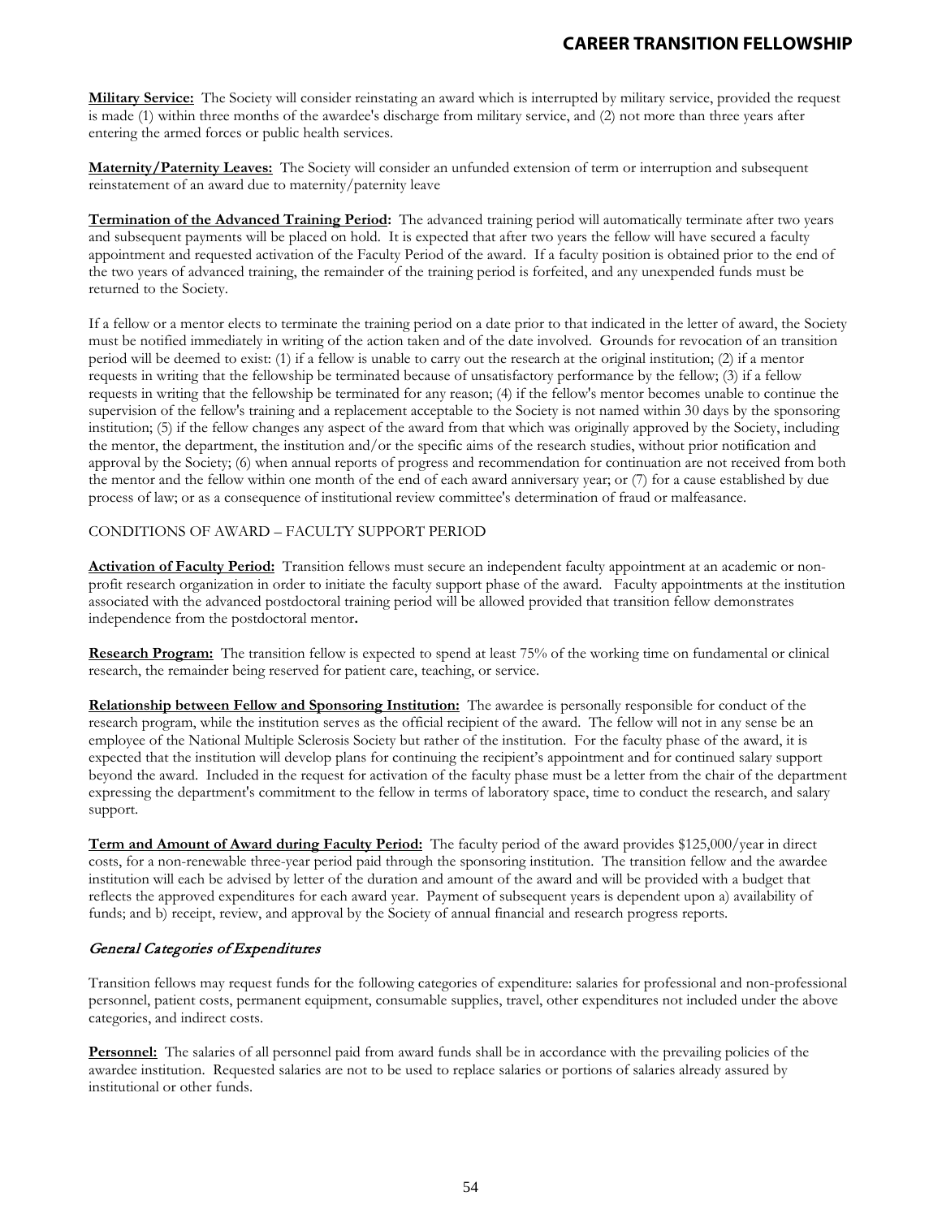**Military Service:** The Society will consider reinstating an award which is interrupted by military service, provided the request is made (1) within three months of the awardee's discharge from military service, and (2) not more than three years after entering the armed forces or public health services.

**Maternity/Paternity Leaves:** The Society will consider an unfunded extension of term or interruption and subsequent reinstatement of an award due to maternity/paternity leave

**Termination of the Advanced Training Period:** The advanced training period will automatically terminate after two years and subsequent payments will be placed on hold. It is expected that after two years the fellow will have secured a faculty appointment and requested activation of the Faculty Period of the award. If a faculty position is obtained prior to the end of the two years of advanced training, the remainder of the training period is forfeited, and any unexpended funds must be returned to the Society.

If a fellow or a mentor elects to terminate the training period on a date prior to that indicated in the letter of award, the Society must be notified immediately in writing of the action taken and of the date involved. Grounds for revocation of an transition period will be deemed to exist: (1) if a fellow is unable to carry out the research at the original institution; (2) if a mentor requests in writing that the fellowship be terminated because of unsatisfactory performance by the fellow; (3) if a fellow requests in writing that the fellowship be terminated for any reason; (4) if the fellow's mentor becomes unable to continue the supervision of the fellow's training and a replacement acceptable to the Society is not named within 30 days by the sponsoring institution; (5) if the fellow changes any aspect of the award from that which was originally approved by the Society, including the mentor, the department, the institution and/or the specific aims of the research studies, without prior notification and approval by the Society; (6) when annual reports of progress and recommendation for continuation are not received from both the mentor and the fellow within one month of the end of each award anniversary year; or (7) for a cause established by due process of law; or as a consequence of institutional review committee's determination of fraud or malfeasance.

CONDITIONS OF AWARD – FACULTY SUPPORT PERIOD

**Activation of Faculty Period:** Transition fellows must secure an independent faculty appointment at an academic or non-profit research organization in order to initiate the faculty support phase of the award. Faculty appointments at the institution associated with the advanced postdoctoral training period will be allowed provided that transition fellow demonstrates independence from the postdoctoral mentor**.**

**Research Program:** The transition fellow is expected to spend at least 75% of the working time on fundamental or clinical research, the remainder being reserved for patient care, teaching, or service.

**Relationship between Fellow and Sponsoring Institution:** The awardee is personally responsible for conduct of the research program, while the institution serves as the official recipient of the award. The fellow will not in any sense be an employee of the National Multiple Sclerosis Society but rather of the institution. For the faculty phase of the award, it is expected that the institution will develop plans for continuing the recipient's appointment and for continued salary support beyond the award. Included in the request for activation of the faculty phase must be a letter from the chair of the department expressing the department's commitment to the fellow in terms of laboratory space, time to conduct the research, and salary support.

**Term and Amount of Award during Faculty Period:** The faculty period of the award provides $125,000/year in direct costs, for a non-renewable three-year period paid through the sponsoring institution. The transition fellow and the awardee institution will each be advised by letter of the duration and amount of the award and will be provided with a budget that reflects the approved expenditures for each award year. Payment of subsequent years is dependent upon a) availability of funds; and b) receipt, review, and approval by the Society of annual financial and research progress reports.

### *General Categories of Expenditures*

Transition fellows may request funds for the following categories of expenditure: salaries for professional and non-professional personnel, patient costs, permanent equipment, consumable supplies, travel, other expenditures not included under the above categories, and indirect costs.

**Personnel:** The salaries of all personnel paid from award funds shall be in accordance with the prevailing policies of the awardee institution. Requested salaries are not to be used to replace salaries or portions of salaries already assured by institutional or other funds.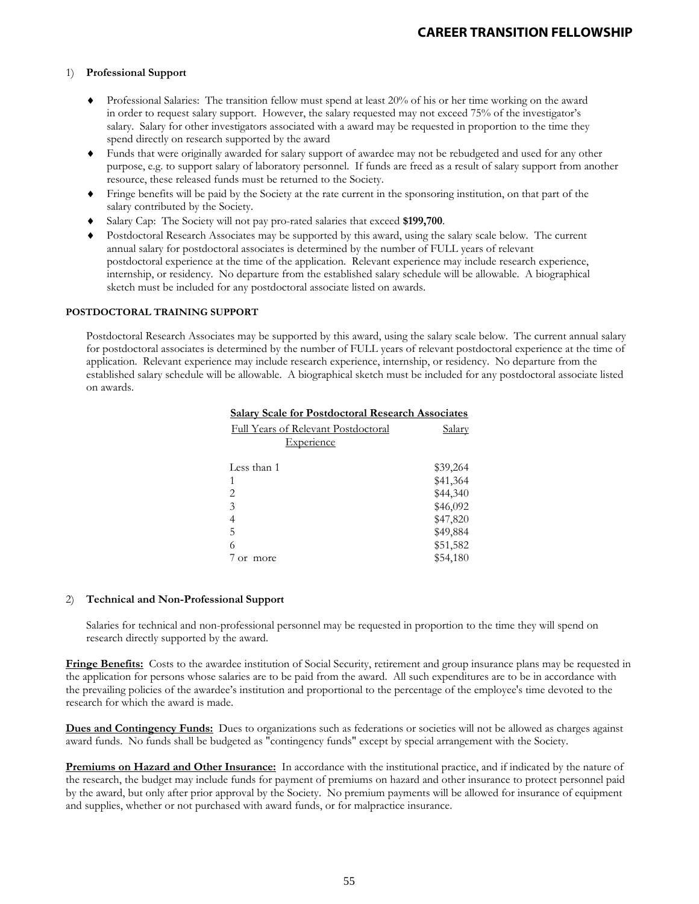## CAREER TRANSITION FELLOWSHIP

1) **Professional Support**

- Professional Salaries: The transition fellow must spend at least 20% of his or her time working on the award in order to request salary support. However, the salary requested may not exceed 75% of the investigator's salary. Salary for other investigators associated with a award may be requested in proportion to the time they spend directly on research supported by the award
- Funds that were originally awarded for salary support of awardee may not be rebudgeted and used for any other purpose, e.g. to support salary of laboratory personnel. If funds are freed as a result of salary support from another resource, these released funds must be returned to the Society.
- Fringe benefits will be paid by the Society at the rate current in the sponsoring institution, on that part of the salary contributed by the Society.
- Salary Cap: The Society will not pay pro-rated salaries that exceed **$199,700**.
- Postdoctoral Research Associates may be supported by this award, using the salary scale below. The current annual salary for postdoctoral associates is determined by the number of FULL years of relevant postdoctoral experience at the time of the application. Relevant experience may include research experience, internship, or residency. No departure from the established salary schedule will be allowable. A biographical sketch must be included for any postdoctoral associate listed on awards.

**POSTDOCTORAL TRAINING SUPPORT**

Postdoctoral Research Associates may be supported by this award, using the salary scale below. The current annual salary for postdoctoral associates is determined by the number of FULL years of relevant postdoctoral experience at the time of application. Relevant experience may include research experience, internship, or residency. No departure from the established salary schedule will be allowable. A biographical sketch must be included for any postdoctoral associate listed on awards.

**Salary Scale for Postdoctoral Research Associates**

| Full Years of Relevant Postdoctoral Experience | Salary |
|---|---|
| Less than 1 | $39,264 |
| 1 | $41,364 |
| 2 | $44,340 |
| 3 | $46,092 |
| 4 | $47,820 |
| 5 | $49,884 |
| 6 | $51,582 |
| 7 or more | $54,180 |

2) **Technical and Non-Professional Support**

Salaries for technical and non-professional personnel may be requested in proportion to the time they will spend on research directly supported by the award.

**Fringe Benefits:** Costs to the awardee institution of Social Security, retirement and group insurance plans may be requested in the application for persons whose salaries are to be paid from the award. All such expenditures are to be in accordance with the prevailing policies of the awardee's institution and proportional to the percentage of the employee's time devoted to the research for which the award is made.

**Dues and Contingency Funds:** Dues to organizations such as federations or societies will not be allowed as charges against award funds. No funds shall be budgeted as "contingency funds" except by special arrangement with the Society.

**Premiums on Hazard and Other Insurance:** In accordance with the institutional practice, and if indicated by the nature of the research, the budget may include funds for payment of premiums on hazard and other insurance to protect personnel paid by the award, but only after prior approval by the Society. No premium payments will be allowed for insurance of equipment and supplies, whether or not purchased with award funds, or for malpractice insurance.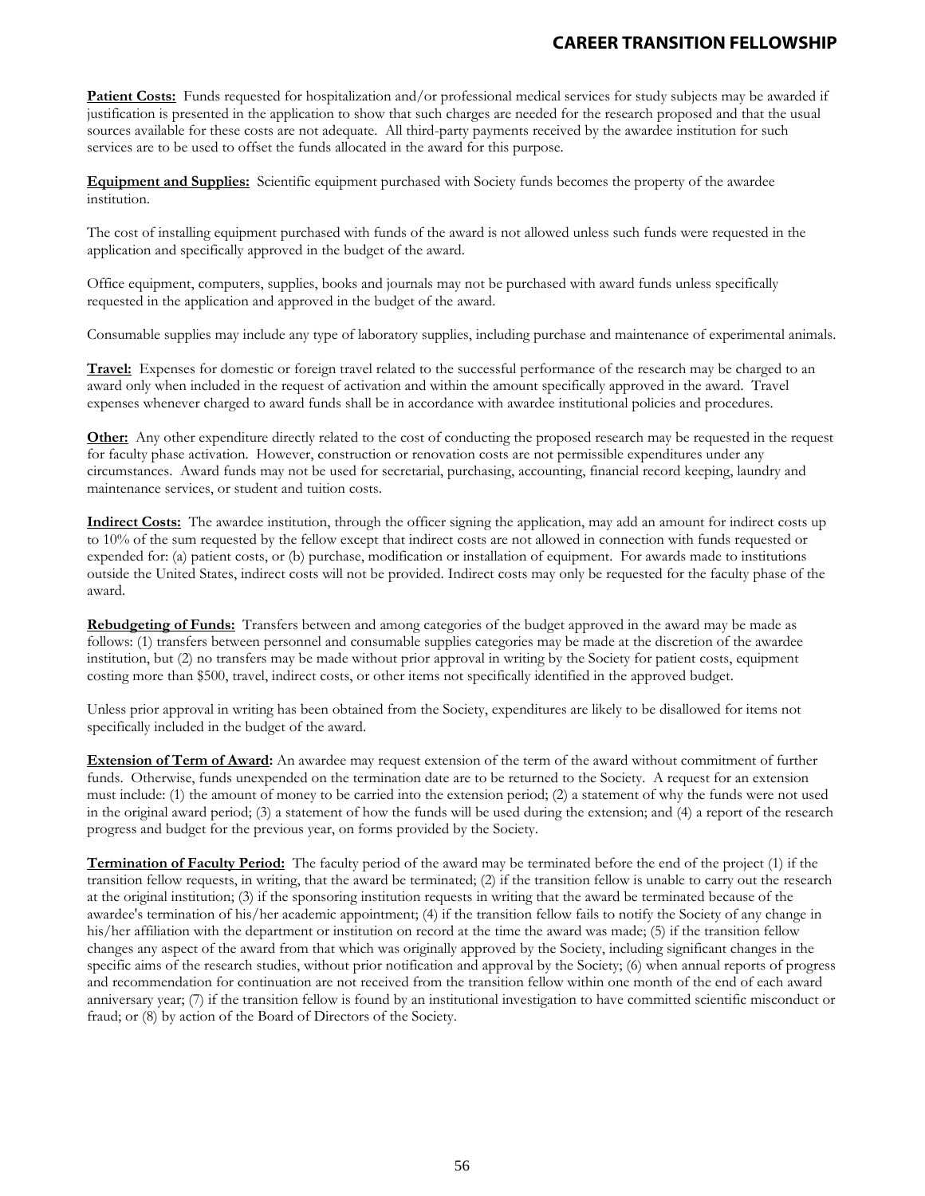**Patient Costs:** Funds requested for hospitalization and/or professional medical services for study subjects may be awarded if justification is presented in the application to show that such charges are needed for the research proposed and that the usual sources available for these costs are not adequate. All third-party payments received by the awardee institution for such services are to be used to offset the funds allocated in the award for this purpose.

**Equipment and Supplies:** Scientific equipment purchased with Society funds becomes the property of the awardee institution.

The cost of installing equipment purchased with funds of the award is not allowed unless such funds were requested in the application and specifically approved in the budget of the award.

Office equipment, computers, supplies, books and journals may not be purchased with award funds unless specifically requested in the application and approved in the budget of the award.

Consumable supplies may include any type of laboratory supplies, including purchase and maintenance of experimental animals.

**Travel:** Expenses for domestic or foreign travel related to the successful performance of the research may be charged to an award only when included in the request of activation and within the amount specifically approved in the award. Travel expenses whenever charged to award funds shall be in accordance with awardee institutional policies and procedures.

**Other:** Any other expenditure directly related to the cost of conducting the proposed research may be requested in the request for faculty phase activation. However, construction or renovation costs are not permissible expenditures under any circumstances. Award funds may not be used for secretarial, purchasing, accounting, financial record keeping, laundry and maintenance services, or student and tuition costs.

**Indirect Costs:** The awardee institution, through the officer signing the application, may add an amount for indirect costs up to 10% of the sum requested by the fellow except that indirect costs are not allowed in connection with funds requested or expended for: (a) patient costs, or (b) purchase, modification or installation of equipment. For awards made to institutions outside the United States, indirect costs will not be provided. Indirect costs may only be requested for the faculty phase of the award.

**Rebudgeting of Funds:** Transfers between and among categories of the budget approved in the award may be made as follows: (1) transfers between personnel and consumable supplies categories may be made at the discretion of the awardee institution, but (2) no transfers may be made without prior approval in writing by the Society for patient costs, equipment costing more than $500, travel, indirect costs, or other items not specifically identified in the approved budget.

Unless prior approval in writing has been obtained from the Society, expenditures are likely to be disallowed for items not specifically included in the budget of the award.

**Extension of Term of Award:** An awardee may request extension of the term of the award without commitment of further funds. Otherwise, funds unexpended on the termination date are to be returned to the Society. A request for an extension must include: (1) the amount of money to be carried into the extension period; (2) a statement of why the funds were not used in the original award period; (3) a statement of how the funds will be used during the extension; and (4) a report of the research progress and budget for the previous year, on forms provided by the Society.

**Termination of Faculty Period:** The faculty period of the award may be terminated before the end of the project (1) if the transition fellow requests, in writing, that the award be terminated; (2) if the transition fellow is unable to carry out the research at the original institution; (3) if the sponsoring institution requests in writing that the award be terminated because of the awardee's termination of his/her academic appointment; (4) if the transition fellow fails to notify the Society of any change in his/her affiliation with the department or institution on record at the time the award was made; (5) if the transition fellow changes any aspect of the award from that which was originally approved by the Society, including significant changes in the specific aims of the research studies, without prior notification and approval by the Society; (6) when annual reports of progress and recommendation for continuation are not received from the transition fellow within one month of the end of each award anniversary year; (7) if the transition fellow is found by an institutional investigation to have committed scientific misconduct or fraud; or (8) by action of the Board of Directors of the Society.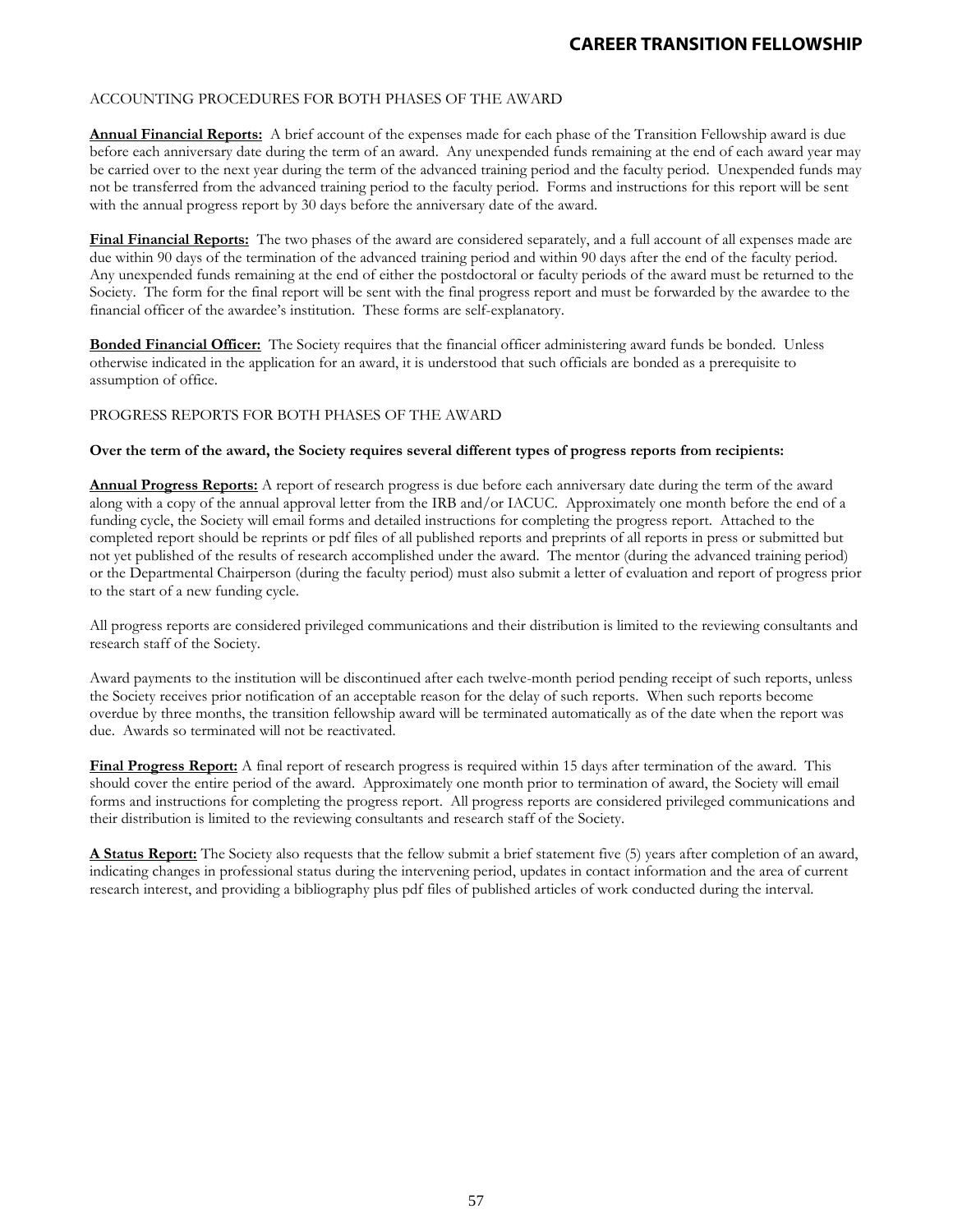ACCOUNTING PROCEDURES FOR BOTH PHASES OF THE AWARD

**Annual Financial Reports:** A brief account of the expenses made for each phase of the Transition Fellowship award is due before each anniversary date during the term of an award. Any unexpended funds remaining at the end of each award year may be carried over to the next year during the term of the advanced training period and the faculty period. Unexpended funds may not be transferred from the advanced training period to the faculty period. Forms and instructions for this report will be sent with the annual progress report by 30 days before the anniversary date of the award.

**Final Financial Reports:** The two phases of the award are considered separately, and a full account of all expenses made are due within 90 days of the termination of the advanced training period and within 90 days after the end of the faculty period. Any unexpended funds remaining at the end of either the postdoctoral or faculty periods of the award must be returned to the Society. The form for the final report will be sent with the final progress report and must be forwarded by the awardee to the financial officer of the awardee's institution. These forms are self-explanatory.

**Bonded Financial Officer:** The Society requires that the financial officer administering award funds be bonded. Unless otherwise indicated in the application for an award, it is understood that such officials are bonded as a prerequisite to assumption of office.

PROGRESS REPORTS FOR BOTH PHASES OF THE AWARD

**Over the term of the award, the Society requires several different types of progress reports from recipients:**

**Annual Progress Reports:** A report of research progress is due before each anniversary date during the term of the award along with a copy of the annual approval letter from the IRB and/or IACUC. Approximately one month before the end of a funding cycle, the Society will email forms and detailed instructions for completing the progress report. Attached to the completed report should be reprints or pdf files of all published reports and preprints of all reports in press or submitted but not yet published of the results of research accomplished under the award. The mentor (during the advanced training period) or the Departmental Chairperson (during the faculty period) must also submit a letter of evaluation and report of progress prior to the start of a new funding cycle.

All progress reports are considered privileged communications and their distribution is limited to the reviewing consultants and research staff of the Society.

Award payments to the institution will be discontinued after each twelve-month period pending receipt of such reports, unless the Society receives prior notification of an acceptable reason for the delay of such reports. When such reports become overdue by three months, the transition fellowship award will be terminated automatically as of the date when the report was due. Awards so terminated will not be reactivated.

**Final Progress Report:** A final report of research progress is required within 15 days after termination of the award. This should cover the entire period of the award. Approximately one month prior to termination of award, the Society will email forms and instructions for completing the progress report. All progress reports are considered privileged communications and their distribution is limited to the reviewing consultants and research staff of the Society.

**A Status Report:** The Society also requests that the fellow submit a brief statement five (5) years after completion of an award, indicating changes in professional status during the intervening period, updates in contact information and the area of current research interest, and providing a bibliography plus pdf files of published articles of work conducted during the interval.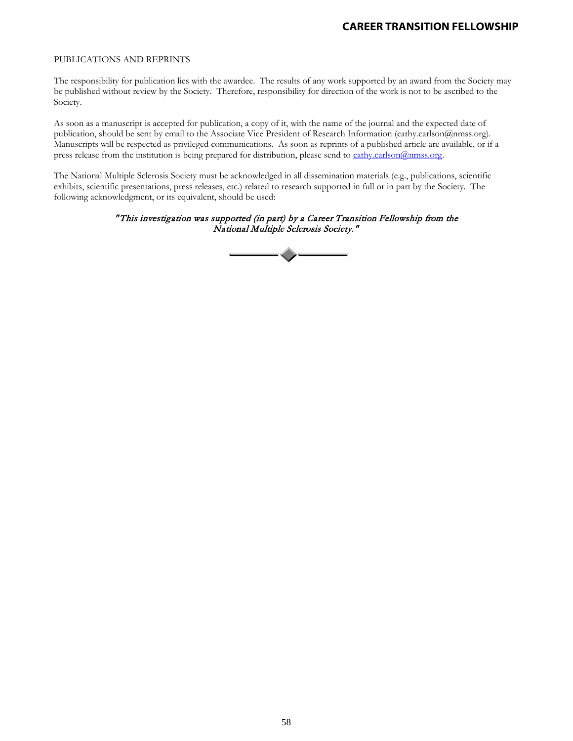PUBLICATIONS AND REPRINTS

The responsibility for publication lies with the awardee. The results of any work supported by an award from the Society may be published without review by the Society. Therefore, responsibility for direction of the work is not to be ascribed to the Society.

As soon as a manuscript is accepted for publication, a copy of it, with the name of the journal and the expected date of publication, should be sent by email to the Associate Vice President of Research Information (cathy.carlson@nmss.org). Manuscripts will be respected as privileged communications. As soon as reprints of a published article are available, or if a press release from the institution is being prepared for distribution, please send to cathy.carlson@nmss.org.

The National Multiple Sclerosis Society must be acknowledged in all dissemination materials (e.g., publications, scientific exhibits, scientific presentations, press releases, etc.) related to research supported in full or in part by the Society. The following acknowledgment, or its equivalent, should be used:

*"This investigation was supported (in part) by a Career Transition Fellowship from the National Multiple Sclerosis Society."*